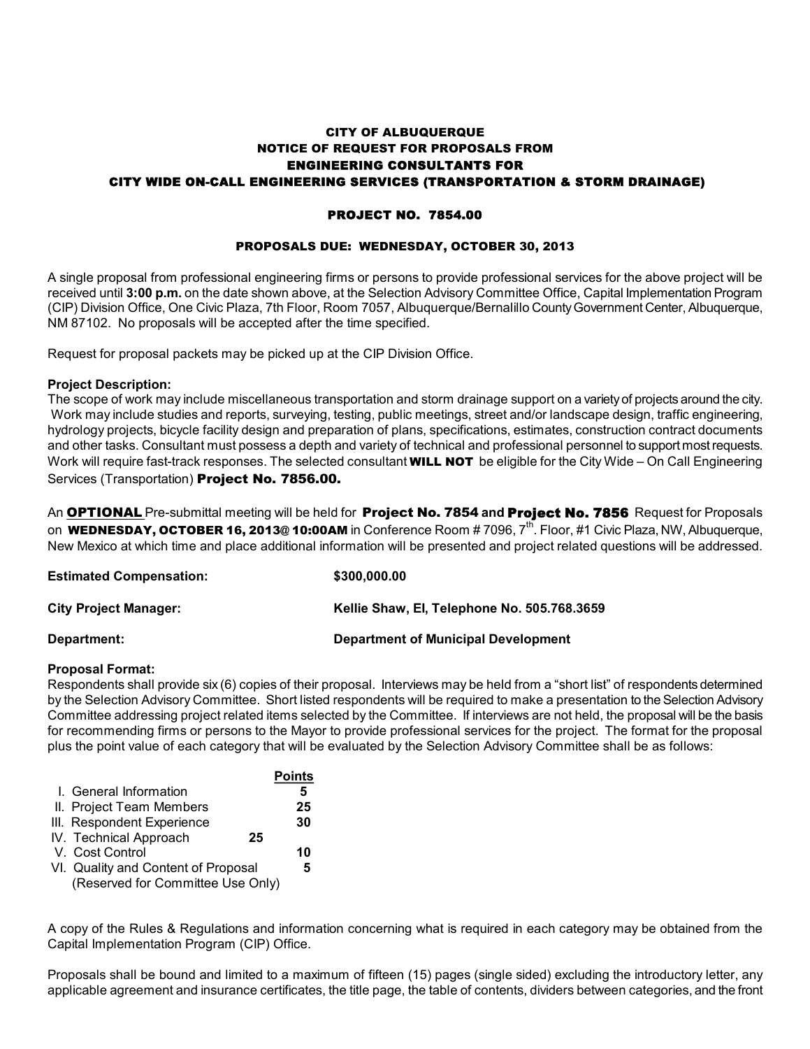# CITY OF ALBUQUERQUE
# NOTICE OF REQUEST FOR PROPOSALS FROM
# ENGINEERING CONSULTANTS FOR
# CITY WIDE ON-CALL ENGINEERING SERVICES (TRANSPORTATION & STORM DRAINAGE)

## PROJECT NO. 7854.00

## PROPOSALS DUE: WEDNESDAY, OCTOBER 30, 2013

A single proposal from professional engineering firms or persons to provide professional services for the above project will be received until **3:00 p.m.** on the date shown above, at the Selection Advisory Committee Office, Capital Implementation Program (CIP) Division Office, One Civic Plaza, 7th Floor, Room 7057, Albuquerque/Bernalillo County Government Center, Albuquerque, NM 87102. No proposals will be accepted after the time specified.

Request for proposal packets may be picked up at the CIP Division Office.

**Project Description:**
The scope of work may include miscellaneous transportation and storm drainage support on a variety of projects around the city. Work may include studies and reports, surveying, testing, public meetings, street and/or landscape design, traffic engineering, hydrology projects, bicycle facility design and preparation of plans, specifications, estimates, construction contract documents and other tasks. Consultant must possess a depth and variety of technical and professional personnel to support most requests. Work will require fast-track responses. The selected consultant **WILL NOT** be eligible for the City Wide – On Call Engineering Services (Transportation) **Project No. 7856.00.**

An **OPTIONAL** Pre-submittal meeting will be held for **Project No. 7854** and **Project No. 7856** Request for Proposals on **WEDNESDAY, OCTOBER 16, 2013@ 10:00AM** in Conference Room # 7096, 7th. Floor, #1 Civic Plaza, NW, Albuquerque, New Mexico at which time and place additional information will be presented and project related questions will be addressed.

| | |
|---|---|
| **Estimated Compensation:** | **$300,000.00** |
| **City Project Manager:** | **Kellie Shaw, EI, Telephone No. 505.768.3659** |
| **Department:** | **Department of Municipal Development** |

**Proposal Format:**
Respondents shall provide six (6) copies of their proposal. Interviews may be held from a "short list" of respondents determined by the Selection Advisory Committee. Short listed respondents will be required to make a presentation to the Selection Advisory Committee addressing project related items selected by the Committee. If interviews are not held, the proposal will be the basis for recommending firms or persons to the Mayor to provide professional services for the project. The format for the proposal plus the point value of each category that will be evaluated by the Selection Advisory Committee shall be as follows:

| | **Points** |
|---|---|
| I. General Information | 5 |
| II. Project Team Members | 25 |
| III. Respondent Experience | 30 |
| IV. Technical Approach | 25 |
| V. Cost Control | 10 |
| VI. Quality and Content of Proposal (Reserved for Committee Use Only) | 5 |

A copy of the Rules & Regulations and information concerning what is required in each category may be obtained from the Capital Implementation Program (CIP) Office.

Proposals shall be bound and limited to a maximum of fifteen (15) pages (single sided) excluding the introductory letter, any applicable agreement and insurance certificates, the title page, the table of contents, dividers between categories, and the front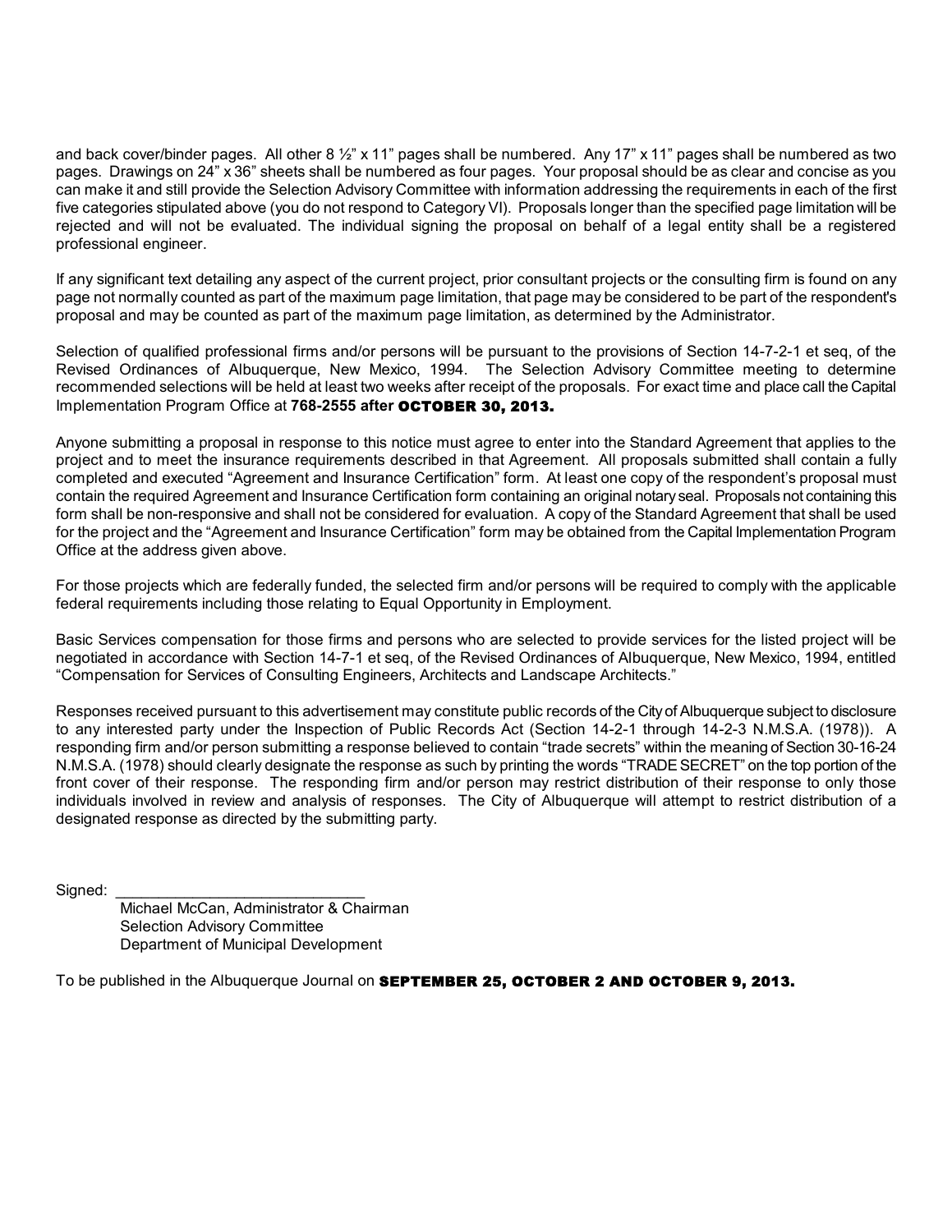and back cover/binder pages. All other 8 ½" x 11" pages shall be numbered. Any 17" x 11" pages shall be numbered as two pages. Drawings on 24" x 36" sheets shall be numbered as four pages. Your proposal should be as clear and concise as you can make it and still provide the Selection Advisory Committee with information addressing the requirements in each of the first five categories stipulated above (you do not respond to Category VI). Proposals longer than the specified page limitation will be rejected and will not be evaluated. The individual signing the proposal on behalf of a legal entity shall be a registered professional engineer.

If any significant text detailing any aspect of the current project, prior consultant projects or the consulting firm is found on any page not normally counted as part of the maximum page limitation, that page may be considered to be part of the respondent's proposal and may be counted as part of the maximum page limitation, as determined by the Administrator.

Selection of qualified professional firms and/or persons will be pursuant to the provisions of Section 14-7-2-1 et seq, of the Revised Ordinances of Albuquerque, New Mexico, 1994. The Selection Advisory Committee meeting to determine recommended selections will be held at least two weeks after receipt of the proposals. For exact time and place call the Capital Implementation Program Office at **768-2555 after OCTOBER 30, 2013.**

Anyone submitting a proposal in response to this notice must agree to enter into the Standard Agreement that applies to the project and to meet the insurance requirements described in that Agreement. All proposals submitted shall contain a fully completed and executed "Agreement and Insurance Certification" form. At least one copy of the respondent's proposal must contain the required Agreement and Insurance Certification form containing an original notary seal. Proposals not containing this form shall be non-responsive and shall not be considered for evaluation. A copy of the Standard Agreement that shall be used for the project and the "Agreement and Insurance Certification" form may be obtained from the Capital Implementation Program Office at the address given above.

For those projects which are federally funded, the selected firm and/or persons will be required to comply with the applicable federal requirements including those relating to Equal Opportunity in Employment.

Basic Services compensation for those firms and persons who are selected to provide services for the listed project will be negotiated in accordance with Section 14-7-1 et seq, of the Revised Ordinances of Albuquerque, New Mexico, 1994, entitled "Compensation for Services of Consulting Engineers, Architects and Landscape Architects."

Responses received pursuant to this advertisement may constitute public records of the City of Albuquerque subject to disclosure to any interested party under the Inspection of Public Records Act (Section 14-2-1 through 14-2-3 N.M.S.A. (1978)). A responding firm and/or person submitting a response believed to contain "trade secrets" within the meaning of Section 30-16-24 N.M.S.A. (1978) should clearly designate the response as such by printing the words "TRADE SECRET" on the top portion of the front cover of their response. The responding firm and/or person may restrict distribution of their response to only those individuals involved in review and analysis of responses. The City of Albuquerque will attempt to restrict distribution of a designated response as directed by the submitting party.

Signed: \_\_\_\_\_\_\_\_\_\_\_\_\_\_\_\_\_\_\_\_\_\_\_\_\_\_\_\_\_

Michael McCan, Administrator & Chairman
Selection Advisory Committee
Department of Municipal Development

To be published in the Albuquerque Journal on **SEPTEMBER 25, OCTOBER 2 AND OCTOBER 9, 2013.**